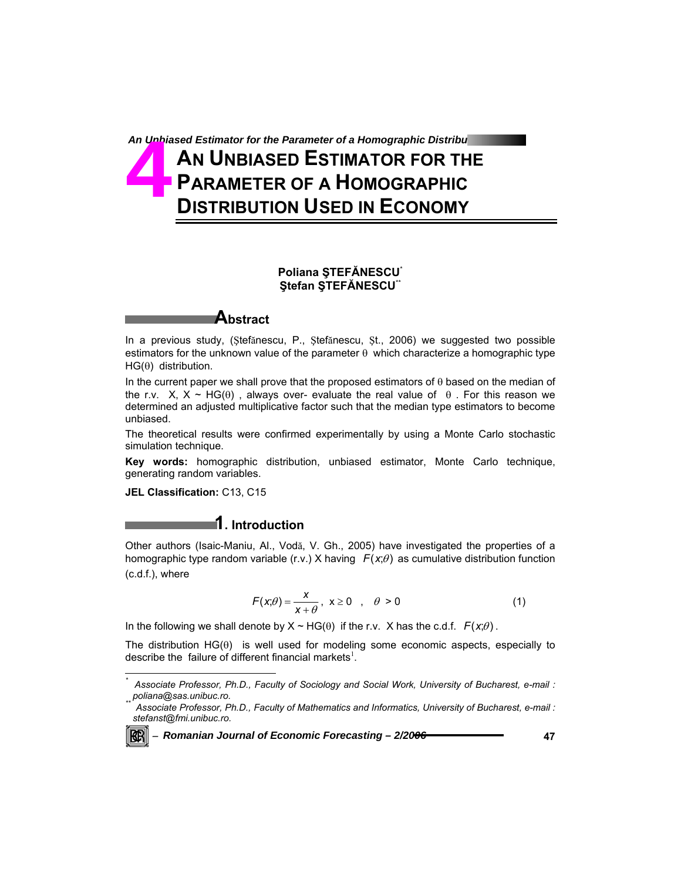# 4 AN UNBIASED ESTIMATOR FOR THE PARAMETER OF A HOMOGRAPHIC DISTRIBUTION USED IN ECONOMY

**Poliana ŞTEFĂNESCU**[*]
**Ştefan ŞTEFĂNESCU**[**]

## Abstract

In a previous study, (Ştefănescu, P., Ştefănescu, Şt., 2006) we suggested two possible estimators for the unknown value of the parameter $\theta$ which characterize a homographic type HG($\theta$) distribution.

In the current paper we shall prove that the proposed estimators of $\theta$ based on the median of the r.v. X, X ~ HG($\theta$), always over- evaluate the real value of $\theta$. For this reason we determined an adjusted multiplicative factor such that the median type estimators to become unbiased.

The theoretical results were confirmed experimentally by using a Monte Carlo stochastic simulation technique.

**Key words:** homographic distribution, unbiased estimator, Monte Carlo technique, generating random variables.

**JEL Classification:** C13, C15

## 1. Introduction

Other authors (Isaic-Maniu, Al., Vodă, V. Gh., 2005) have investigated the properties of a homographic type random variable (r.v.) X having $F(x;\theta)$ as cumulative distribution function (c.d.f.), where

$$F(x;\theta) = \frac{x}{x+\theta}, \quad x \geq 0 \quad , \quad \theta > 0 \tag{1}$$

In the following we shall denote by X ~ HG($\theta$) if the r.v. X has the c.d.f. $F(x;\theta)$.

The distribution HG($\theta$) is well used for modeling some economic aspects, especially to describe the failure of different financial markets[1].

---

[*] Associate Professor, Ph.D., Faculty of Sociology and Social Work, University of Bucharest, e-mail : poliana@sas.unibuc.ro.

[**] Associate Professor, Ph.D., Faculty of Mathematics and Informatics, University of Bucharest, e-mail : stefanst@fmi.unibuc.ro.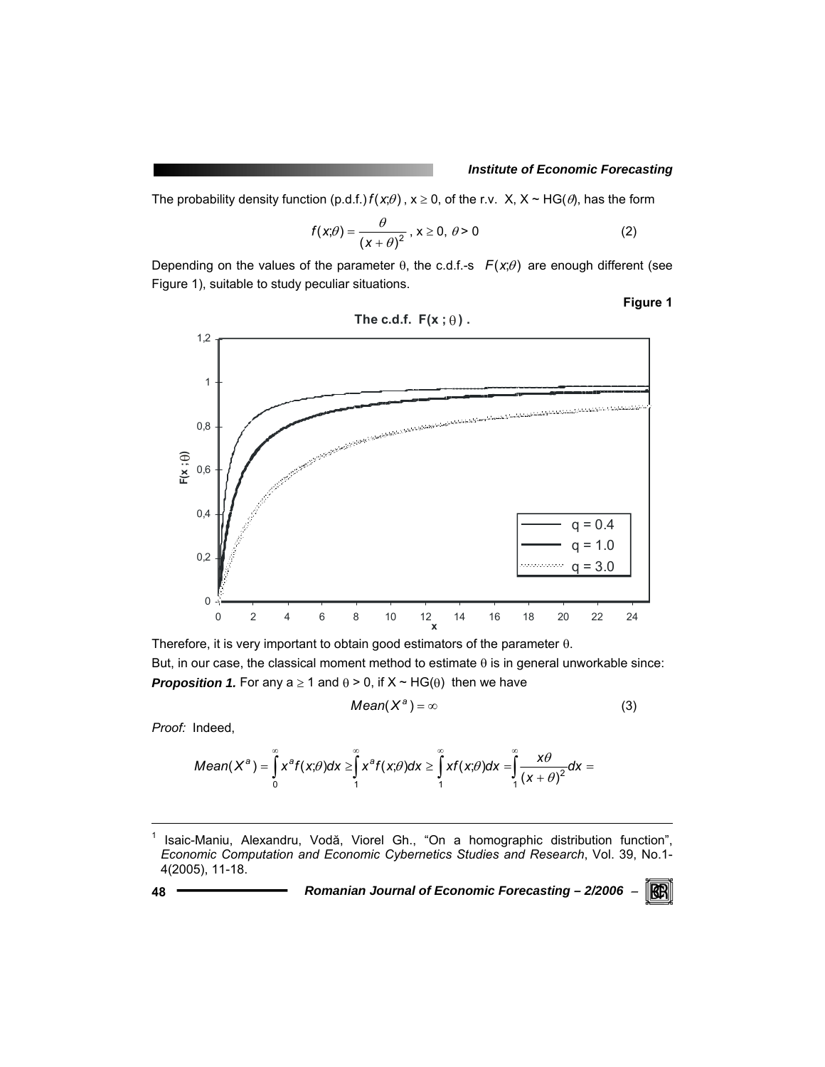The probability density function (p.d.f.) $f(x;\theta)$, $x \geq 0$, of the r.v. X, X ~ HG($\theta$), has the form

$$f(x;\theta) = \frac{\theta}{(x+\theta)^2}, \; x \geq 0, \; \theta > 0 \tag{2}$$

Depending on the values of the parameter θ, the c.d.f.-s $F(x;\theta)$ are enough different (see Figure 1), suitable to study peculiar situations.

**Figure 1**

**The c.d.f. F(x ; θ) .**

Therefore, it is very important to obtain good estimators of the parameter θ.

But, in our case, the classical moment method to estimate θ is in general unworkable since:

***Proposition 1.*** For any $a \geq 1$ and $\theta > 0$, if X ~ HG(θ) then we have

$$Mean(X^a) = \infty \tag{3}$$

*Proof:* Indeed,

$$Mean(X^a) = \int_0^\infty x^a f(x;\theta)dx \geq \int_1^\infty x^a f(x;\theta)dx \geq \int_1^\infty x f(x;\theta)dx = \int_1^\infty \frac{x\theta}{(x+\theta)^2}dx =$$

---

[1] Isaic-Maniu, Alexandru, Vodă, Viorel Gh., "On a homographic distribution function", *Economic Computation and Economic Cybernetics Studies and Research*, Vol. 39, No.1-4(2005), 11-18.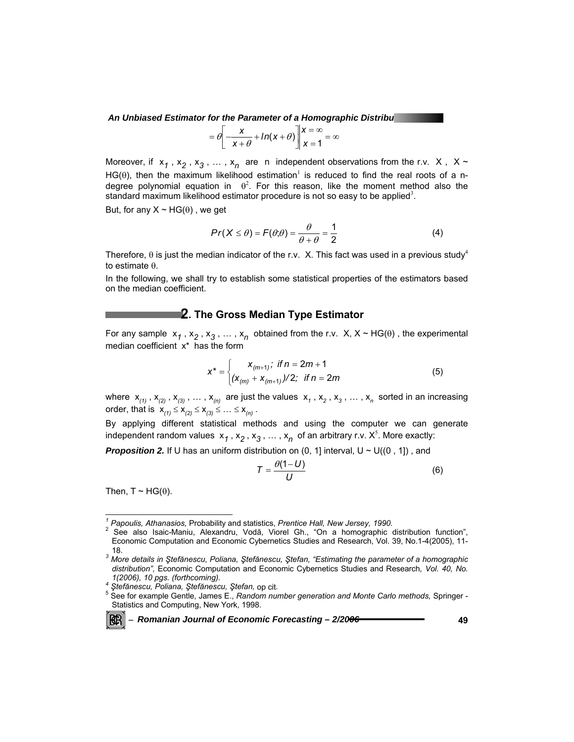$$= \theta \left[ -\frac{x}{x+\theta} + ln(x+\theta) \right] \Bigg|_{x=1}^{x=\infty} = \infty$$

Moreover, if $x_1, x_2, x_3, \ldots, x_n$ are n independent observations from the r.v. X, X ~ HG(θ), then the maximum likelihood estimation[1] is reduced to find the real roots of a n-degree polynomial equation in $\theta^2$. For this reason, like the moment method also the standard maximum likelihood estimator procedure is not so easy to be applied[3].

But, for any X ~ HG(θ), we get

$$Pr(X \leq \theta) = F(\theta;\theta) = \frac{\theta}{\theta + \theta} = \frac{1}{2} \tag{4}$$

Therefore, θ is just the median indicator of the r.v. X. This fact was used in a previous study[4] to estimate θ.

In the following, we shall try to establish some statistical properties of the estimators based on the median coefficient.

## 2. The Gross Median Type Estimator

For any sample $x_1, x_2, x_3, \ldots, x_n$ obtained from the r.v. X, X ~ HG(θ), the experimental median coefficient x* has the form

$$x^* = \begin{cases} x_{(m+1)}; \ \text{if } n = 2m+1 \\ (x_{(m)} + x_{(m+1)})/2; \ \text{if } n = 2m \end{cases} \tag{5}$$

where $x_{(1)}, x_{(2)}, x_{(3)}, \ldots, x_{(n)}$ are just the values $x_1, x_2, x_3, \ldots, x_n$ sorted in an increasing order, that is $x_{(1)} \leq x_{(2)} \leq x_{(3)} \leq \ldots \leq x_{(n)}$.

By applying different statistical methods and using the computer we can generate independent random values $x_1, x_2, x_3, \ldots, x_n$ of an arbitrary r.v. X[5]. More exactly:

***Proposition 2.*** If U has an uniform distribution on (0, 1] interval, U ~ U((0 , 1]) , and

$$T = \frac{\theta(1-U)}{U} \tag{6}$$

Then, T ~ HG(θ).

---

[1] *Papoulis, Athanasios,* Probability and statistics, *Prentice Hall, New Jersey, 1990.*

[2] See also Isaic-Maniu, Alexandru, Vodă, Viorel Gh., "On a homographic distribution function", Economic Computation and Economic Cybernetics Studies and Research, Vol. 39, No.1-4(2005), 11-18.

[3] *More details in Ştefănescu, Poliana, Ştefănescu, Ştefan, "Estimating the parameter of a homographic distribution",* Economic Computation and Economic Cybernetics Studies and Research*, Vol. 40, No. 1(2006), 10 pgs. (forthcoming).*

[4] *Ştefănescu, Poliana, Ştefănescu, Ştefan,* op cit.

[5] See for example Gentle, James E., *Random number generation and Monte Carlo methods,* Springer - Statistics and Computing, New York, 1998.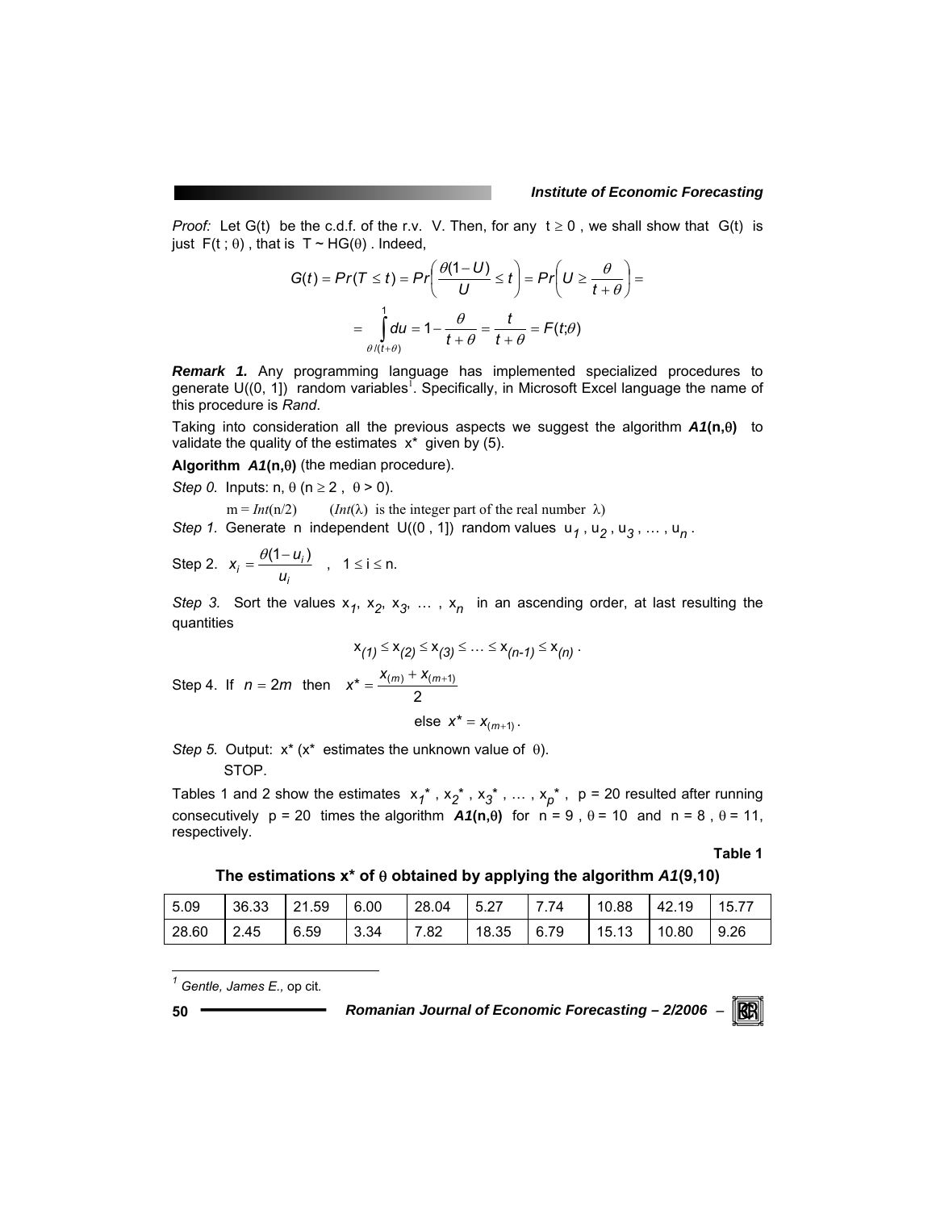*Proof:* Let G(t) be the c.d.f. of the r.v. V. Then, for any $t \geq 0$, we shall show that G(t) is just $F(t\,;\,\theta)$, that is $T \sim HG(\theta)$. Indeed,

$$G(t) = Pr(T \leq t) = Pr\left(\frac{\theta(1-U)}{U} \leq t\right) = Pr\left(U \geq \frac{\theta}{t+\theta}\right) =$$

$$= \int_{\theta/(t+\theta)}^{1} du = 1 - \frac{\theta}{t+\theta} = \frac{t}{t+\theta} = F(t;\theta)$$

***Remark 1.*** Any programming language has implemented specialized procedures to generate U((0, 1]) random variables[1]. Specifically, in Microsoft Excel language the name of this procedure is *Rand*.

Taking into consideration all the previous aspects we suggest the algorithm ***A1*(n,θ)** to validate the quality of the estimates $x^*$ given by (5).

**Algorithm *A1*(n,θ)** (the median procedure).

*Step 0.* Inputs: n, θ ($n \geq 2$, $\theta > 0$).

$m = Int(n/2)$ ($Int(\lambda)$ is the integer part of the real number λ)

*Step 1.* Generate n independent U((0 , 1]) random values $u_1, u_2, u_3, \ldots, u_n$.

Step 2. $x_i = \dfrac{\theta(1-u_i)}{u_i}$ , $1 \leq i \leq n$.

*Step 3.* Sort the values $x_1, x_2, x_3, \ldots, x_n$ in an ascending order, at last resulting the quantities

$$x_{(1)} \leq x_{(2)} \leq x_{(3)} \leq \ldots \leq x_{(n-1)} \leq x_{(n)}.$$

Step 4. If $n = 2m$ then $x^* = \dfrac{x_{(m)} + x_{(m+1)}}{2}$

else $x^* = x_{(m+1)}$.

*Step 5.* Output: $x^*$ ($x^*$ estimates the unknown value of θ).
STOP.

Tables 1 and 2 show the estimates $x_1^*, x_2^*, x_3^*, \ldots, x_p^*$, p = 20 resulted after running consecutively p = 20 times the algorithm ***A1*(n,θ)** for n = 9 , θ = 10 and n = 8 , θ = 11, respectively.

**Table 1**

**The estimations x\* of θ obtained by applying the algorithm *A1*(9,10)**

| | | | | | | | | | |
|---|---|---|---|---|---|---|---|---|---|
| 5.09 | 36.33 | 21.59 | 6.00 | 28.04 | 5.27 | 7.74 | 10.88 | 42.19 | 15.77 |
| 28.60 | 2.45 | 6.59 | 3.34 | 7.82 | 18.35 | 6.79 | 15.13 | 10.80 | 9.26 |

---

[1] *Gentle, James E.,* op cit.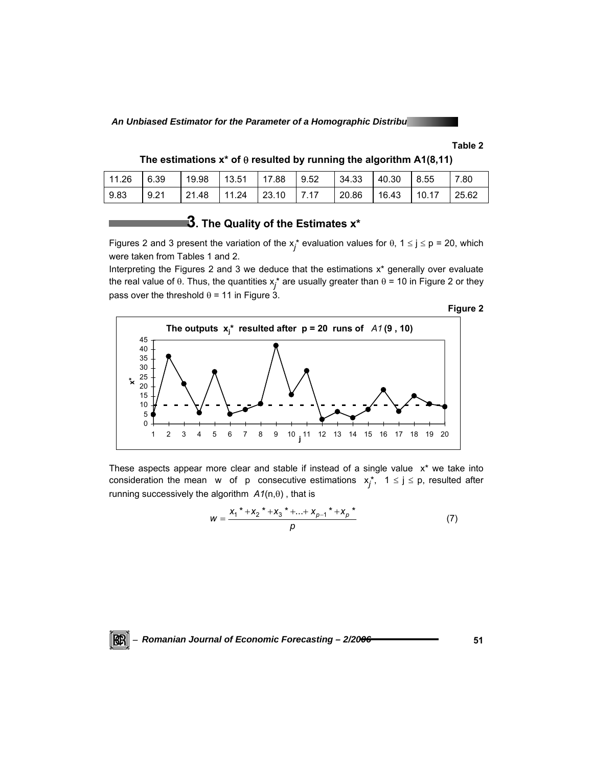**Table 2**

**The estimations x* of θ resulted by running the algorithm A1(8,11)**

| | | | | | | | | | |
|---|---|---|---|---|---|---|---|---|---|
| 11.26 | 6.39 | 19.98 | 13.51 | 17.88 | 9.52 | 34.33 | 40.30 | 8.55 | 7.80 |
| 9.83 | 9.21 | 21.48 | 11.24 | 23.10 | 7.17 | 20.86 | 16.43 | 10.17 | 25.62 |

## 3. The Quality of the Estimates x*

Figures 2 and 3 present the variation of the $x_j^*$ evaluation values for θ, $1 \le j \le p = 20$, which were taken from Tables 1 and 2.

Interpreting the Figures 2 and 3 we deduce that the estimations x* generally over evaluate the real value of θ. Thus, the quantities $x_j^*$ are usually greater than θ = 10 in Figure 2 or they pass over the threshold θ = 11 in Figure 3.

**Figure 2**

**The outputs $x_j^*$ resulted after p = 20 runs of *A1* (9 , 10)**

These aspects appear more clear and stable if instead of a single value x* we take into consideration the mean w of p consecutive estimations $x_j^*$, $1 \le j \le p$, resulted after running successively the algorithm *A1*(n,θ) , that is

$$w = \frac{x_1^* + x_2^* + x_3^* + ... + x_{p-1}^* + x_p^*}{p} \tag{7}$$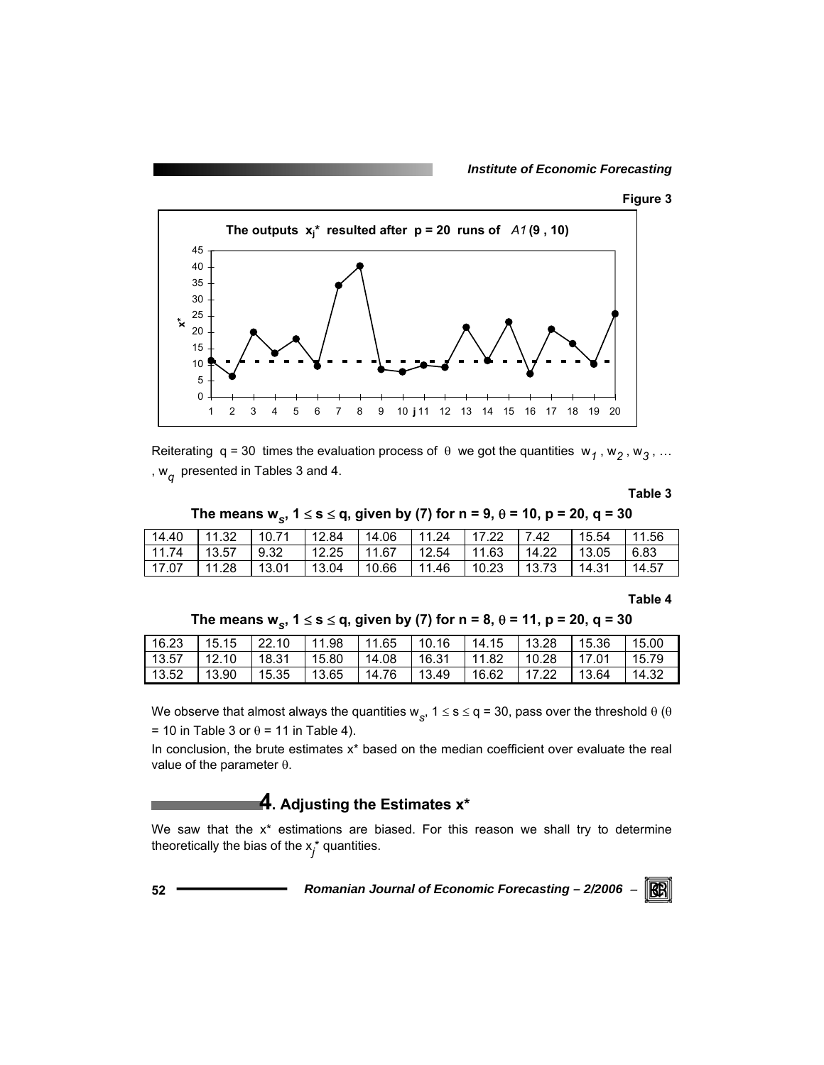**Figure 3**

**The outputs $x_j^*$ resulted after p = 20 runs of *A1* (9 , 10)**

Reiterating q = 30 times the evaluation process of θ we got the quantities $w_1$, $w_2$, $w_3$, … , $w_q$ presented in Tables 3 and 4.

**Table 3**

**The means $w_s$, $1 \le s \le q$, given by (7) for n = 9, θ = 10, p = 20, q = 30**

| | | | | | | | | | |
|---|---|---|---|---|---|---|---|---|---|
| 14.40 | 11.32 | 10.71 | 12.84 | 14.06 | 11.24 | 17.22 | 7.42 | 15.54 | 11.56 |
| 11.74 | 13.57 | 9.32 | 12.25 | 11.67 | 12.54 | 11.63 | 14.22 | 13.05 | 6.83 |
| 17.07 | 11.28 | 13.01 | 13.04 | 10.66 | 11.46 | 10.23 | 13.73 | 14.31 | 14.57 |

**Table 4**

**The means $w_s$, $1 \le s \le q$, given by (7) for n = 8, θ = 11, p = 20, q = 30**

| | | | | | | | | | |
|---|---|---|---|---|---|---|---|---|---|
| 16.23 | 15.15 | 22.10 | 11.98 | 11.65 | 10.16 | 14.15 | 13.28 | 15.36 | 15.00 |
| 13.57 | 12.10 | 18.31 | 15.80 | 14.08 | 16.31 | 11.82 | 10.28 | 17.01 | 15.79 |
| 13.52 | 13.90 | 15.35 | 13.65 | 14.76 | 13.49 | 16.62 | 17.22 | 13.64 | 14.32 |

We observe that almost always the quantities $w_s$, $1 \le s \le q = 30$, pass over the threshold θ (θ = 10 in Table 3 or θ = 11 in Table 4).

In conclusion, the brute estimates x* based on the median coefficient over evaluate the real value of the parameter θ.

## 4. Adjusting the Estimates x*

We saw that the x* estimations are biased. For this reason we shall try to determine theoretically the bias of the $x_j^*$ quantities.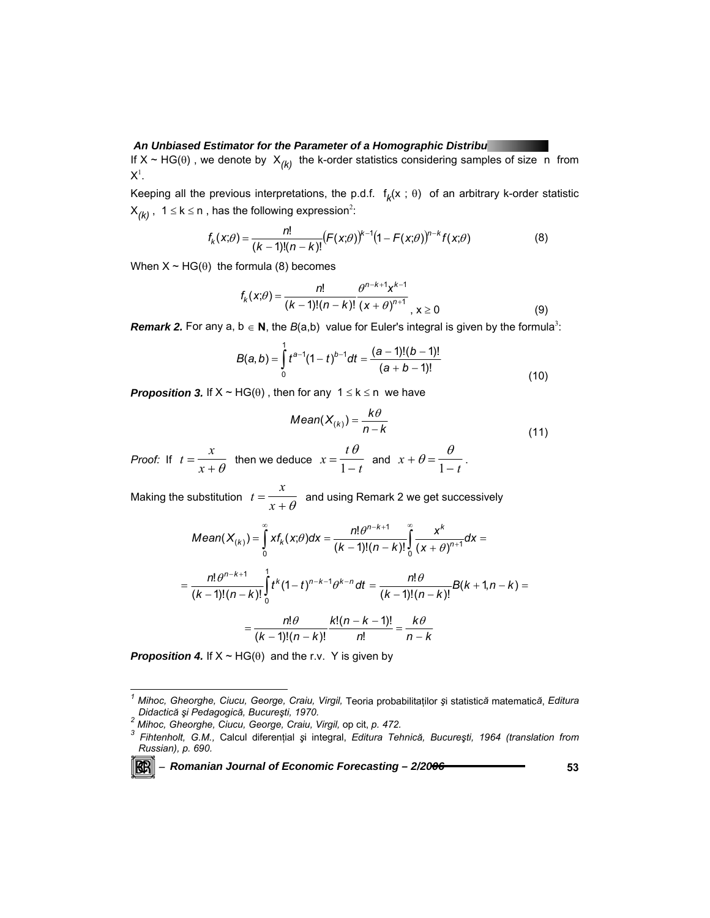If X ~ HG(θ) , we denote by $X_{(k)}$ the k-order statistics considering samples of size n from X[1].

Keeping all the previous interpretations, the p.d.f. $f_k(x ; \theta)$ of an arbitrary k-order statistic $X_{(k)}$ , $1 \le k \le n$ , has the following expression[2]:

$$f_k(x;\theta) = \frac{n!}{(k-1)!(n-k)!}\left(F(x;\theta)\right)^{k-1}\left(1-F(x;\theta)\right)^{n-k} f(x;\theta) \tag{8}$$

When X ~ HG(θ) the formula (8) becomes

$$f_k(x;\theta) = \frac{n!}{(k-1)!(n-k)!}\frac{\theta^{n-k+1}x^{k-1}}{(x+\theta)^{n+1}}, \; x \ge 0 \tag{9}$$

***Remark 2.*** For any a, b ∈ **N**, the $B(a,b)$ value for Euler's integral is given by the formula[3]:

$$B(a,b) = \int_0^1 t^{a-1}(1-t)^{b-1}dt = \frac{(a-1)!(b-1)!}{(a+b-1)!} \tag{10}$$

***Proposition 3.*** If X ~ HG(θ) , then for any $1 \le k \le n$ we have

$$Mean(X_{(k)}) = \frac{k\theta}{n-k} \tag{11}$$

*Proof:* If $t = \frac{x}{x+\theta}$ then we deduce $x = \frac{t\,\theta}{1-t}$ and $x + \theta = \frac{\theta}{1-t}$.

Making the substitution $t = \frac{x}{x+\theta}$ and using Remark 2 we get successively

$$Mean(X_{(k)}) = \int_0^\infty x f_k(x;\theta)dx = \frac{n!\theta^{n-k+1}}{(k-1)!(n-k)!}\int_0^\infty \frac{x^k}{(x+\theta)^{n+1}}dx =$$

$$= \frac{n!\theta^{n-k+1}}{(k-1)!(n-k)!}\int_0^1 t^k(1-t)^{n-k-1}\theta^{k-n}dt = \frac{n!\theta}{(k-1)!(n-k)!}B(k+1, n-k) =$$

$$= \frac{n!\theta}{(k-1)!(n-k)!}\frac{k!(n-k-1)!}{n!} = \frac{k\theta}{n-k}$$

***Proposition 4.*** If X ~ HG(θ) and the r.v. Y is given by

---

[1] *Mihoc, Gheorghe, Ciucu, George, Craiu, Virgil,* Teoria probabilităților și statistică matematică, *Editura Didactică şi Pedagogică, Bucureşti, 1970.*

[2] *Mihoc, Gheorghe, Ciucu, George, Craiu, Virgil,* op cit, *p. 472.*

[3] *Fihtenholt, G.M.,* Calcul diferențial și integral, *Editura Tehnică, Bucureşti, 1964 (translation from Russian), p. 690.*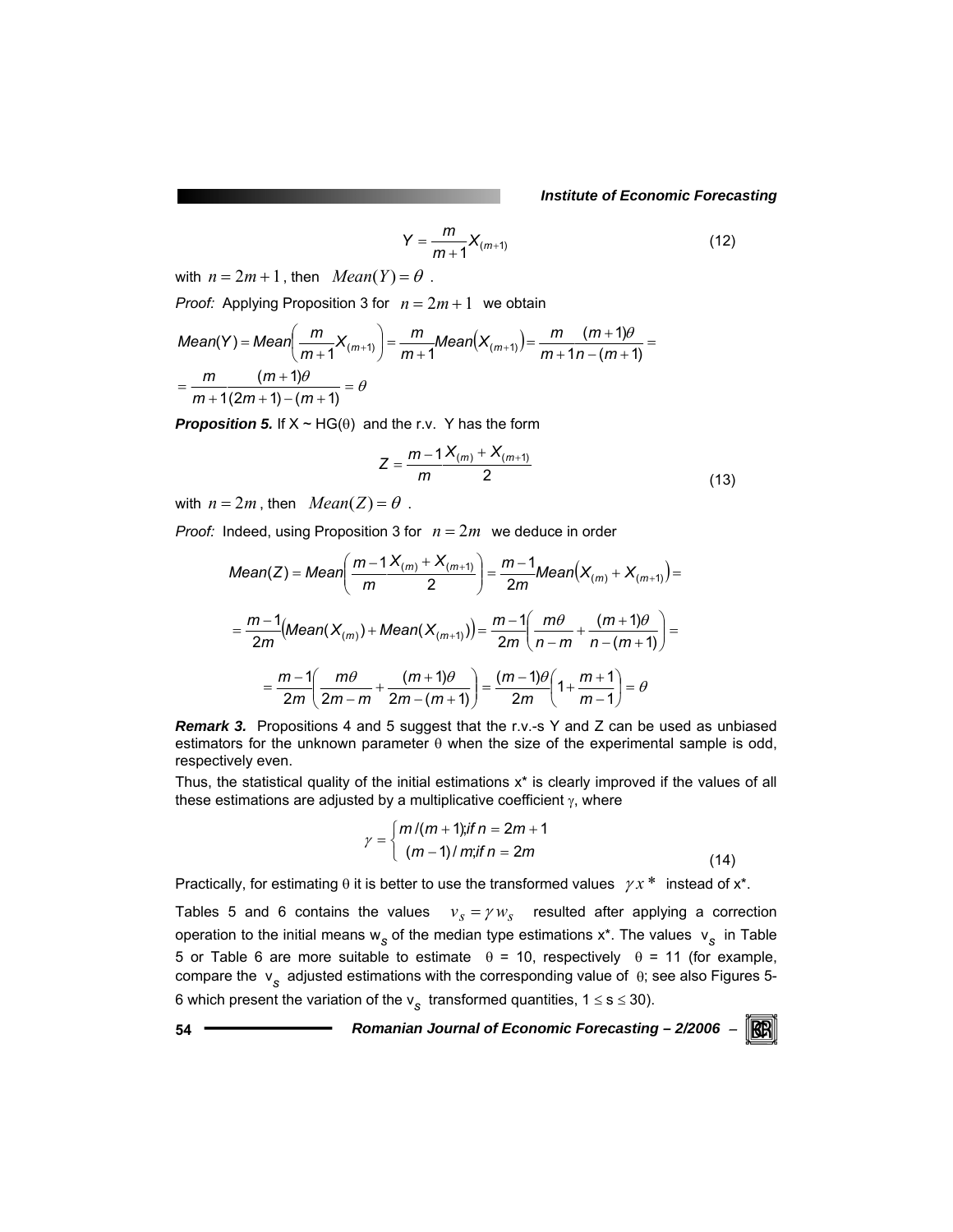$$Y = \frac{m}{m+1} X_{(m+1)} \tag{12}$$

with $n = 2m+1$, then $Mean(Y) = \theta$.

*Proof:* Applying Proposition 3 for $n = 2m+1$ we obtain

$$Mean(Y) = Mean\left(\frac{m}{m+1} X_{(m+1)}\right) = \frac{m}{m+1} Mean\left(X_{(m+1)}\right) = \frac{m}{m+1} \frac{(m+1)\theta}{n-(m+1)} =$$

$$= \frac{m}{m+1} \frac{(m+1)\theta}{(2m+1)-(m+1)} = \theta$$

***Proposition 5.*** If X ~ HG(θ) and the r.v. Y has the form

$$Z = \frac{m-1}{m} \frac{X_{(m)} + X_{(m+1)}}{2} \tag{13}$$

with $n = 2m$, then $Mean(Z) = \theta$.

*Proof:* Indeed, using Proposition 3 for $n = 2m$ we deduce in order

$$Mean(Z) = Mean\left(\frac{m-1}{m} \frac{X_{(m)} + X_{(m+1)}}{2}\right) = \frac{m-1}{2m} Mean\left(X_{(m)} + X_{(m+1)}\right) =$$

$$= \frac{m-1}{2m}\left(Mean(X_{(m)}) + Mean(X_{(m+1)})\right) = \frac{m-1}{2m}\left(\frac{m\theta}{n-m} + \frac{(m+1)\theta}{n-(m+1)}\right) =$$

$$= \frac{m-1}{2m}\left(\frac{m\theta}{2m-m} + \frac{(m+1)\theta}{2m-(m+1)}\right) = \frac{(m-1)\theta}{2m}\left(1 + \frac{m+1}{m-1}\right) = \theta$$

***Remark 3.*** Propositions 4 and 5 suggest that the r.v.-s Y and Z can be used as unbiased estimators for the unknown parameter θ when the size of the experimental sample is odd, respectively even.

Thus, the statistical quality of the initial estimations x* is clearly improved if the values of all these estimations are adjusted by a multiplicative coefficient γ, where

$$\gamma = \begin{cases} m/(m+1); \text{if } n = 2m+1 \\ (m-1)/m; \text{if } n = 2m \end{cases} \tag{14}$$

Practically, for estimating θ it is better to use the transformed values $\gamma x^*$ instead of x*.

Tables 5 and 6 contains the values $v_s = \gamma w_s$ resulted after applying a correction operation to the initial means $w_s$ of the median type estimations x*. The values $v_s$ in Table 5 or Table 6 are more suitable to estimate θ = 10, respectively θ = 11 (for example, compare the $v_s$ adjusted estimations with the corresponding value of θ; see also Figures 5-6 which present the variation of the $v_s$ transformed quantities, $1 \le s \le 30$).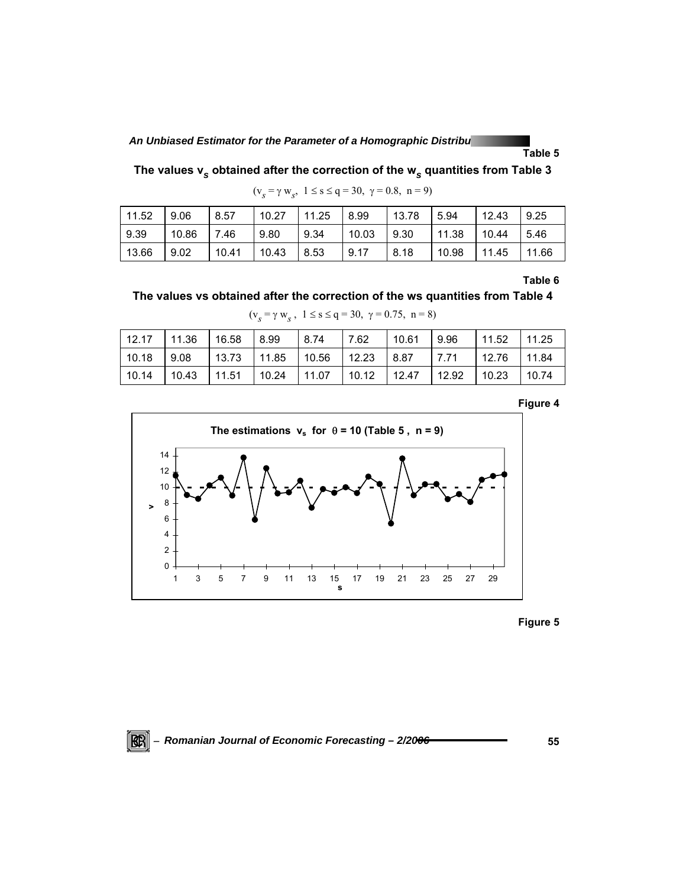Table 5

**The values $v_s$ obtained after the correction of the $w_s$ quantities from Table 3**

($v_s = \gamma w_s$, $1 \le s \le q = 30$, $\gamma = 0.8$, $n = 9$)

| | | | | | | | | | |
|---|---|---|---|---|---|---|---|---|---|
| 11.52 | 9.06 | 8.57 | 10.27 | 11.25 | 8.99 | 13.78 | 5.94 | 12.43 | 9.25 |
| 9.39 | 10.86 | 7.46 | 9.80 | 9.34 | 10.03 | 9.30 | 11.38 | 10.44 | 5.46 |
| 13.66 | 9.02 | 10.41 | 10.43 | 8.53 | 9.17 | 8.18 | 10.98 | 11.45 | 11.66 |

Table 6

**The values vs obtained after the correction of the ws quantities from Table 4**

($v_s = \gamma w_s$, $1 \le s \le q = 30$, $\gamma = 0.75$, $n = 8$)

| | | | | | | | | | |
|---|---|---|---|---|---|---|---|---|---|
| 12.17 | 11.36 | 16.58 | 8.99 | 8.74 | 7.62 | 10.61 | 9.96 | 11.52 | 11.25 |
| 10.18 | 9.08 | 13.73 | 11.85 | 10.56 | 12.23 | 8.87 | 7.71 | 12.76 | 11.84 |
| 10.14 | 10.43 | 11.51 | 10.24 | 11.07 | 10.12 | 12.47 | 12.92 | 10.23 | 10.74 |

Figure 4

**The estimations $v_s$ for $\theta = 10$ (Table 5 , n = 9)**

Figure 5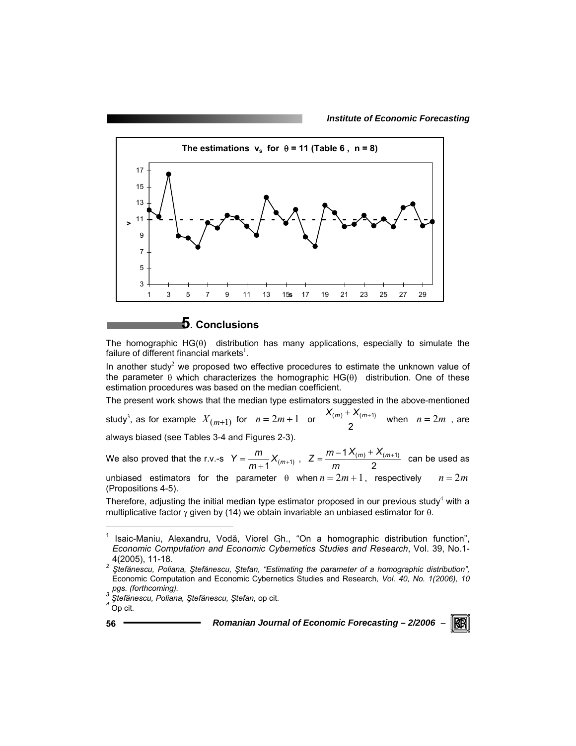**The estimations $v_s$ for $\theta = 11$ (Table 6 , n = 8)**

## 5. Conclusions

The homographic HG(θ) distribution has many applications, especially to simulate the failure of different financial markets[1].

In another study[2] we proposed two effective procedures to estimate the unknown value of the parameter θ which characterizes the homographic HG(θ) distribution. One of these estimation procedures was based on the median coefficient.

The present work shows that the median type estimators suggested in the above-mentioned study[3], as for example $X_{(m+1)}$ for $n = 2m+1$ or $\frac{X_{(m)} + X_{(m+1)}}{2}$ when $n = 2m$ , are always biased (see Tables 3-4 and Figures 2-3).

We also proved that the r.v.-s $Y = \frac{m}{m+1} X_{(m+1)}$ , $Z = \frac{m-1}{m} \frac{X_{(m)} + X_{(m+1)}}{2}$ can be used as unbiased estimators for the parameter θ when $n = 2m+1$, respectively $n = 2m$ (Propositions 4-5).

Therefore, adjusting the initial median type estimator proposed in our previous study[4] with a multiplicative factor γ given by (14) we obtain invariable an unbiased estimator for θ.

---

[1] Isaic-Maniu, Alexandru, Vodă, Viorel Gh., "On a homographic distribution function", *Economic Computation and Economic Cybernetics Studies and Research*, Vol. 39, No.1-4(2005), 11-18.

[2] *Ştefănescu, Poliana, Ştefănescu, Ştefan, "Estimating the parameter of a homographic distribution",* Economic Computation and Economic Cybernetics Studies and Research*, Vol. 40, No. 1(2006), 10 pgs. (forthcoming).*

[3] *Ştefănescu, Poliana, Ştefănescu, Ştefan,* op cit.

[4] Op cit.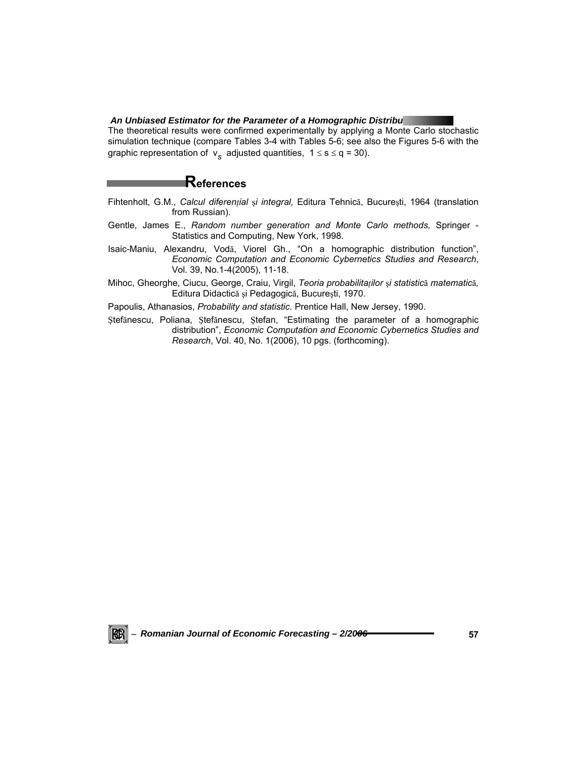The theoretical results were confirmed experimentally by applying a Monte Carlo stochastic simulation technique (compare Tables 3-4 with Tables 5-6; see also the Figures 5-6 with the graphic representation of $v_s$ adjusted quantities, $1 \leq s \leq q = 30$).

## References

Fihtenholt, G.M., *Calcul diferențial și integral,* Editura Tehnică, București, 1964 (translation from Russian).

Gentle, James E., *Random number generation and Monte Carlo methods,* Springer - Statistics and Computing, New York, 1998.

Isaic-Maniu, Alexandru, Vodă, Viorel Gh., "On a homographic distribution function", *Economic Computation and Economic Cybernetics Studies and Research*, Vol. 39, No.1-4(2005), 11-18.

Mihoc, Gheorghe, Ciucu, George, Craiu, Virgil, *Teoria probabilităților și statistică matematică,* Editura Didactică și Pedagogică, București, 1970.

Papoulis, Athanasios, *Probability and statistic.* Prentice Hall, New Jersey, 1990.

Ștefănescu, Poliana, Ștefănescu, Ștefan, "Estimating the parameter of a homographic distribution", *Economic Computation and Economic Cybernetics Studies and Research*, Vol. 40, No. 1(2006), 10 pgs. (forthcoming).